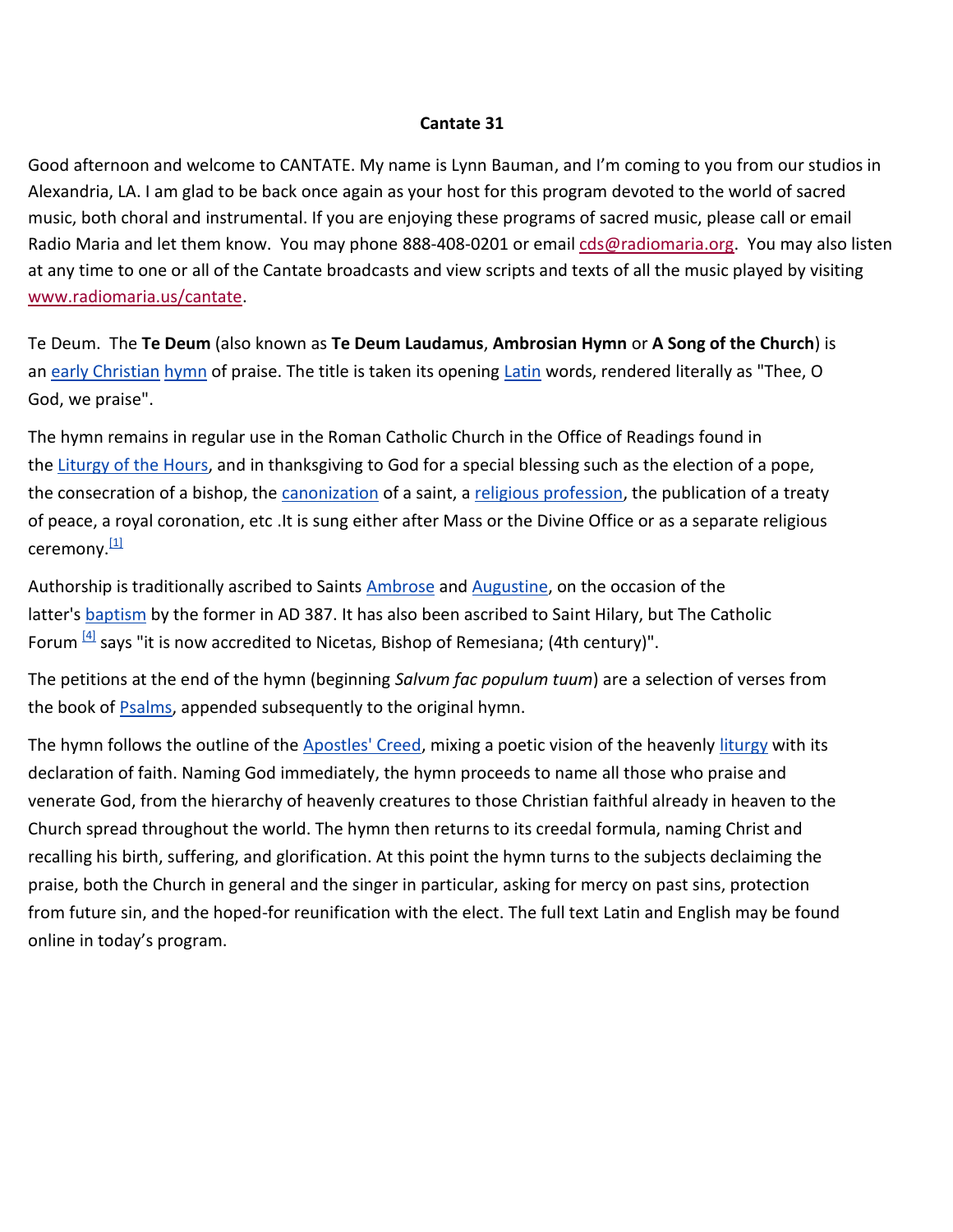# Cantate 31

Good afternoon and welcome to CANTATE. My name is Lynn Bauman, and I'm coming to you from our studios in Alexandria, LA. I am glad to be back once again as your host for this program devoted to the world of sacred music, both choral and instrumental. If you are enjoying these programs of sacred music, please call or email Radio Maria and let them know. You may phone 888-408-0201 or email cds@radiomaria.org. You may also listen at any time to one or all of the Cantate broadcasts and view scripts and texts of all the music played by visiting www.radiomaria.us/cantate.

Te Deum. The **Te Deum** (also known as **Te Deum Laudamus**, **Ambrosian Hymn** or **A Song of the Church**) is an early Christian hymn of praise. The title is taken its opening Latin words, rendered literally as "Thee, O God, we praise".

The hymn remains in regular use in the Roman Catholic Church in the Office of Readings found in the Liturgy of the Hours, and in thanksgiving to God for a special blessing such as the election of a pope, the consecration of a bishop, the canonization of a saint, a religious profession, the publication of a treaty of peace, a royal coronation, etc .It is sung either after Mass or the Divine Office or as a separate religious ceremony.[1]

Authorship is traditionally ascribed to Saints Ambrose and Augustine, on the occasion of the latter's baptism by the former in AD 387. It has also been ascribed to Saint Hilary, but The Catholic Forum [4] says "it is now accredited to Nicetas, Bishop of Remesiana; (4th century)".

The petitions at the end of the hymn (beginning *Salvum fac populum tuum*) are a selection of verses from the book of Psalms, appended subsequently to the original hymn.

The hymn follows the outline of the Apostles' Creed, mixing a poetic vision of the heavenly liturgy with its declaration of faith. Naming God immediately, the hymn proceeds to name all those who praise and venerate God, from the hierarchy of heavenly creatures to those Christian faithful already in heaven to the Church spread throughout the world. The hymn then returns to its creedal formula, naming Christ and recalling his birth, suffering, and glorification. At this point the hymn turns to the subjects declaiming the praise, both the Church in general and the singer in particular, asking for mercy on past sins, protection from future sin, and the hoped-for reunification with the elect. The full text Latin and English may be found online in today's program.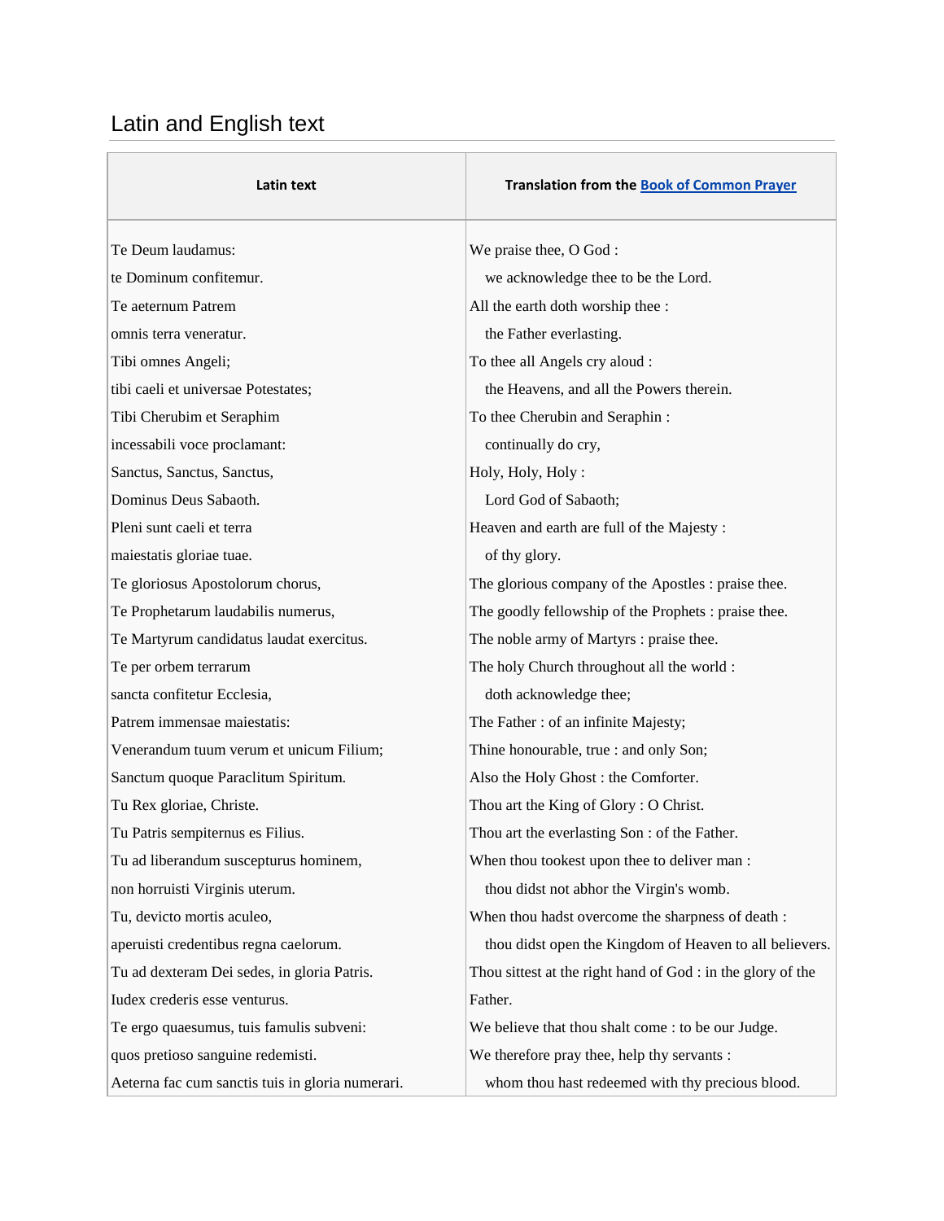## Latin and English text

| Latin text | Translation from the Book of Common Prayer |
|---|---|
| Te Deum laudamus: | We praise thee, O God : |
| te Dominum confitemur. | we acknowledge thee to be the Lord. |
| Te aeternum Patrem | All the earth doth worship thee : |
| omnis terra veneratur. | the Father everlasting. |
| Tibi omnes Angeli; | To thee all Angels cry aloud : |
| tibi caeli et universae Potestates; | the Heavens, and all the Powers therein. |
| Tibi Cherubim et Seraphim | To thee Cherubin and Seraphin : |
| incessabili voce proclamant: | continually do cry, |
| Sanctus, Sanctus, Sanctus, | Holy, Holy, Holy : |
| Dominus Deus Sabaoth. | Lord God of Sabaoth; |
| Pleni sunt caeli et terra | Heaven and earth are full of the Majesty : |
| maiestatis gloriae tuae. | of thy glory. |
| Te gloriosus Apostolorum chorus, | The glorious company of the Apostles : praise thee. |
| Te Prophetarum laudabilis numerus, | The goodly fellowship of the Prophets : praise thee. |
| Te Martyrum candidatus laudat exercitus. | The noble army of Martyrs : praise thee. |
| Te per orbem terrarum | The holy Church throughout all the world : |
| sancta confitetur Ecclesia, | doth acknowledge thee; |
| Patrem immensae maiestatis: | The Father : of an infinite Majesty; |
| Venerandum tuum verum et unicum Filium; | Thine honourable, true : and only Son; |
| Sanctum quoque Paraclitum Spiritum. | Also the Holy Ghost : the Comforter. |
| Tu Rex gloriae, Christe. | Thou art the King of Glory : O Christ. |
| Tu Patris sempiternus es Filius. | Thou art the everlasting Son : of the Father. |
| Tu ad liberandum suscepturus hominem, | When thou tookest upon thee to deliver man : |
| non horruisti Virginis uterum. | thou didst not abhor the Virgin's womb. |
| Tu, devicto mortis aculeo, | When thou hadst overcome the sharpness of death : |
| aperuisti credentibus regna caelorum. | thou didst open the Kingdom of Heaven to all believers. |
| Tu ad dexteram Dei sedes, in gloria Patris. | Thou sittest at the right hand of God : in the glory of the |
| Iudex crederis esse venturus. | Father. |
| Te ergo quaesumus, tuis famulis subveni: | We believe that thou shalt come : to be our Judge. |
| quos pretioso sanguine redemisti. | We therefore pray thee, help thy servants : |
| Aeterna fac cum sanctis tuis in gloria numerari. | whom thou hast redeemed with thy precious blood. |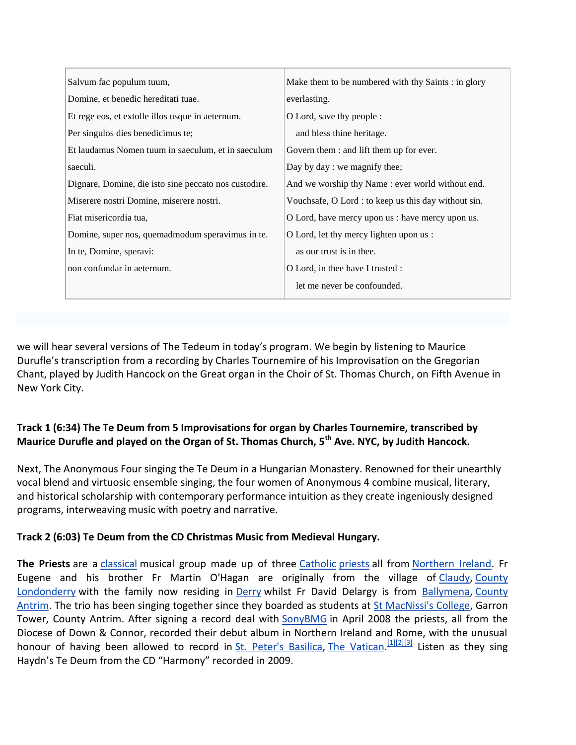| | |
|---|---|
| Salvum fac populum tuum,<br>Domine, et benedic hereditati tuae.<br>Et rege eos, et extolle illos usque in aeternum.<br>Per singulos dies benedicimus te;<br>Et laudamus Nomen tuum in saeculum, et in saeculum saeculi.<br>Dignare, Domine, die isto sine peccato nos custodire.<br>Miserere nostri Domine, miserere nostri.<br>Fiat misericordia tua,<br>Domine, super nos, quemadmodum speravimus in te.<br>In te, Domine, speravi:<br>non confundar in aeternum. | Make them to be numbered with thy Saints : in glory everlasting.<br>O Lord, save thy people :<br>and bless thine heritage.<br>Govern them : and lift them up for ever.<br>Day by day : we magnify thee;<br>And we worship thy Name : ever world without end.<br>Vouchsafe, O Lord : to keep us this day without sin.<br>O Lord, have mercy upon us : have mercy upon us.<br>O Lord, let thy mercy lighten upon us :<br>as our trust is in thee.<br>O Lord, in thee have I trusted :<br>let me never be confounded. |

we will hear several versions of The Tedeum in today's program. We begin by listening to Maurice Durufle's transcription from a recording by Charles Tournemire of his Improvisation on the Gregorian Chant, played by Judith Hancock on the Great organ in the Choir of St. Thomas Church, on Fifth Avenue in New York City.

**Track 1 (6:34) The Te Deum from 5 Improvisations for organ by Charles Tournemire, transcribed by Maurice Durufle and played on the Organ of St. Thomas Church, 5th Ave. NYC, by Judith Hancock.**

Next, The Anonymous Four singing the Te Deum in a Hungarian Monastery. Renowned for their unearthly vocal blend and virtuosic ensemble singing, the four women of Anonymous 4 combine musical, literary, and historical scholarship with contemporary performance intuition as they create ingeniously designed programs, interweaving music with poetry and narrative.

**Track 2 (6:03) Te Deum from the CD Christmas Music from Medieval Hungary.**

**The Priests** are a classical musical group made up of three Catholic priests all from Northern Ireland. Fr Eugene and his brother Fr Martin O'Hagan are originally from the village of Claudy, County Londonderry with the family now residing in Derry whilst Fr David Delargy is from Ballymena, County Antrim. The trio has been singing together since they boarded as students at St MacNissi's College, Garron Tower, County Antrim. After signing a record deal with SonyBMG in April 2008 the priests, all from the Diocese of Down & Connor, recorded their debut album in Northern Ireland and Rome, with the unusual honour of having been allowed to record in St. Peter's Basilica, The Vatican.[1][2][3] Listen as they sing Haydn's Te Deum from the CD "Harmony" recorded in 2009.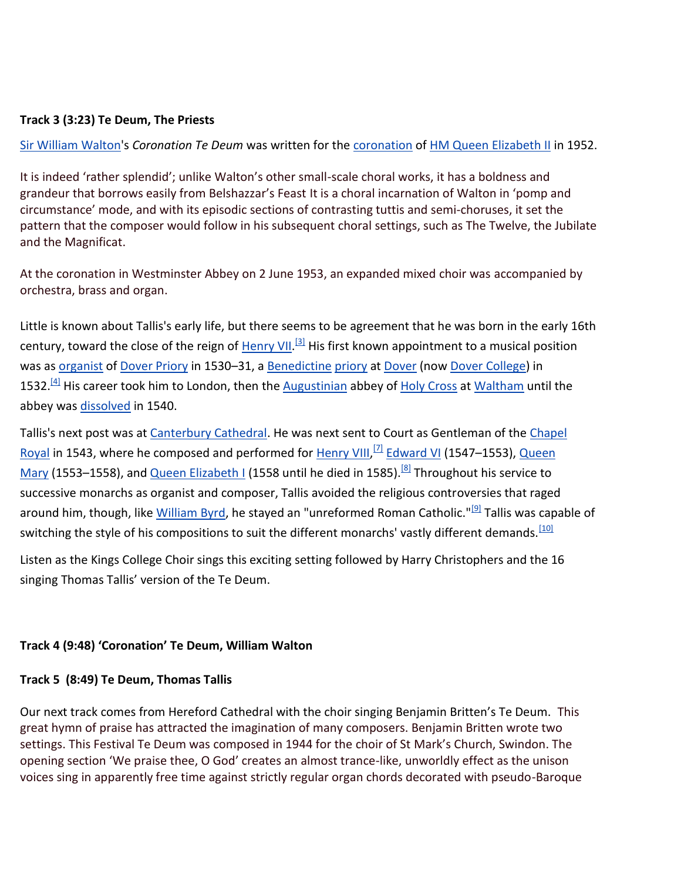**Track 3 (3:23) Te Deum, The Priests**

Sir William Walton's *Coronation Te Deum* was written for the coronation of HM Queen Elizabeth II in 1952.

It is indeed 'rather splendid'; unlike Walton's other small-scale choral works, it has a boldness and grandeur that borrows easily from Belshazzar's Feast It is a choral incarnation of Walton in 'pomp and circumstance' mode, and with its episodic sections of contrasting tuttis and semi-choruses, it set the pattern that the composer would follow in his subsequent choral settings, such as The Twelve, the Jubilate and the Magnificat.

At the coronation in Westminster Abbey on 2 June 1953, an expanded mixed choir was accompanied by orchestra, brass and organ.

Little is known about Tallis's early life, but there seems to be agreement that he was born in the early 16th century, toward the close of the reign of Henry VII.[3] His first known appointment to a musical position was as organist of Dover Priory in 1530–31, a Benedictine priory at Dover (now Dover College) in 1532.[4] His career took him to London, then the Augustinian abbey of Holy Cross at Waltham until the abbey was dissolved in 1540.

Tallis's next post was at Canterbury Cathedral. He was next sent to Court as Gentleman of the Chapel Royal in 1543, where he composed and performed for Henry VIII,[7] Edward VI (1547–1553), Queen Mary (1553–1558), and Queen Elizabeth I (1558 until he died in 1585).[8] Throughout his service to successive monarchs as organist and composer, Tallis avoided the religious controversies that raged around him, though, like William Byrd, he stayed an "unreformed Roman Catholic."[9] Tallis was capable of switching the style of his compositions to suit the different monarchs' vastly different demands.[10]

Listen as the Kings College Choir sings this exciting setting followed by Harry Christophers and the 16 singing Thomas Tallis' version of the Te Deum.

**Track 4 (9:48) 'Coronation' Te Deum, William Walton**

**Track 5 (8:49) Te Deum, Thomas Tallis**

Our next track comes from Hereford Cathedral with the choir singing Benjamin Britten's Te Deum. This great hymn of praise has attracted the imagination of many composers. Benjamin Britten wrote two settings. This Festival Te Deum was composed in 1944 for the choir of St Mark's Church, Swindon. The opening section 'We praise thee, O God' creates an almost trance-like, unworldly effect as the unison voices sing in apparently free time against strictly regular organ chords decorated with pseudo-Baroque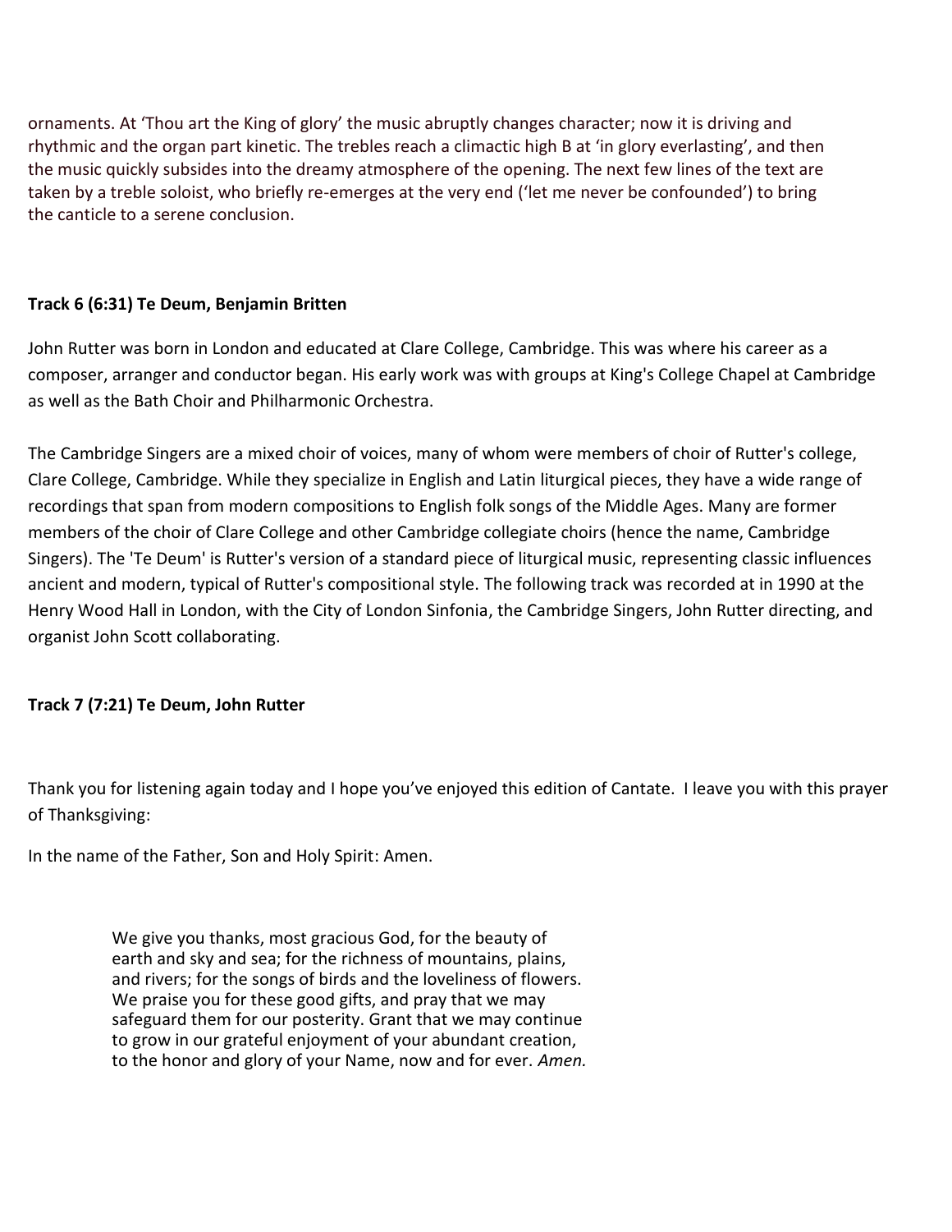ornaments. At 'Thou art the King of glory' the music abruptly changes character; now it is driving and rhythmic and the organ part kinetic. The trebles reach a climactic high B at 'in glory everlasting', and then the music quickly subsides into the dreamy atmosphere of the opening. The next few lines of the text are taken by a treble soloist, who briefly re-emerges at the very end ('let me never be confounded') to bring the canticle to a serene conclusion.

**Track 6 (6:31) Te Deum, Benjamin Britten**

John Rutter was born in London and educated at Clare College, Cambridge. This was where his career as a composer, arranger and conductor began. His early work was with groups at King's College Chapel at Cambridge as well as the Bath Choir and Philharmonic Orchestra.

The Cambridge Singers are a mixed choir of voices, many of whom were members of choir of Rutter's college, Clare College, Cambridge. While they specialize in English and Latin liturgical pieces, they have a wide range of recordings that span from modern compositions to English folk songs of the Middle Ages. Many are former members of the choir of Clare College and other Cambridge collegiate choirs (hence the name, Cambridge Singers). The 'Te Deum' is Rutter's version of a standard piece of liturgical music, representing classic influences ancient and modern, typical of Rutter's compositional style. The following track was recorded at in 1990 at the Henry Wood Hall in London, with the City of London Sinfonia, the Cambridge Singers, John Rutter directing, and organist John Scott collaborating.

**Track 7 (7:21) Te Deum, John Rutter**

Thank you for listening again today and I hope you've enjoyed this edition of Cantate. I leave you with this prayer of Thanksgiving:

In the name of the Father, Son and Holy Spirit: Amen.

> We give you thanks, most gracious God, for the beauty of earth and sky and sea; for the richness of mountains, plains, and rivers; for the songs of birds and the loveliness of flowers. We praise you for these good gifts, and pray that we may safeguard them for our posterity. Grant that we may continue to grow in our grateful enjoyment of your abundant creation, to the honor and glory of your Name, now and for ever. *Amen.*